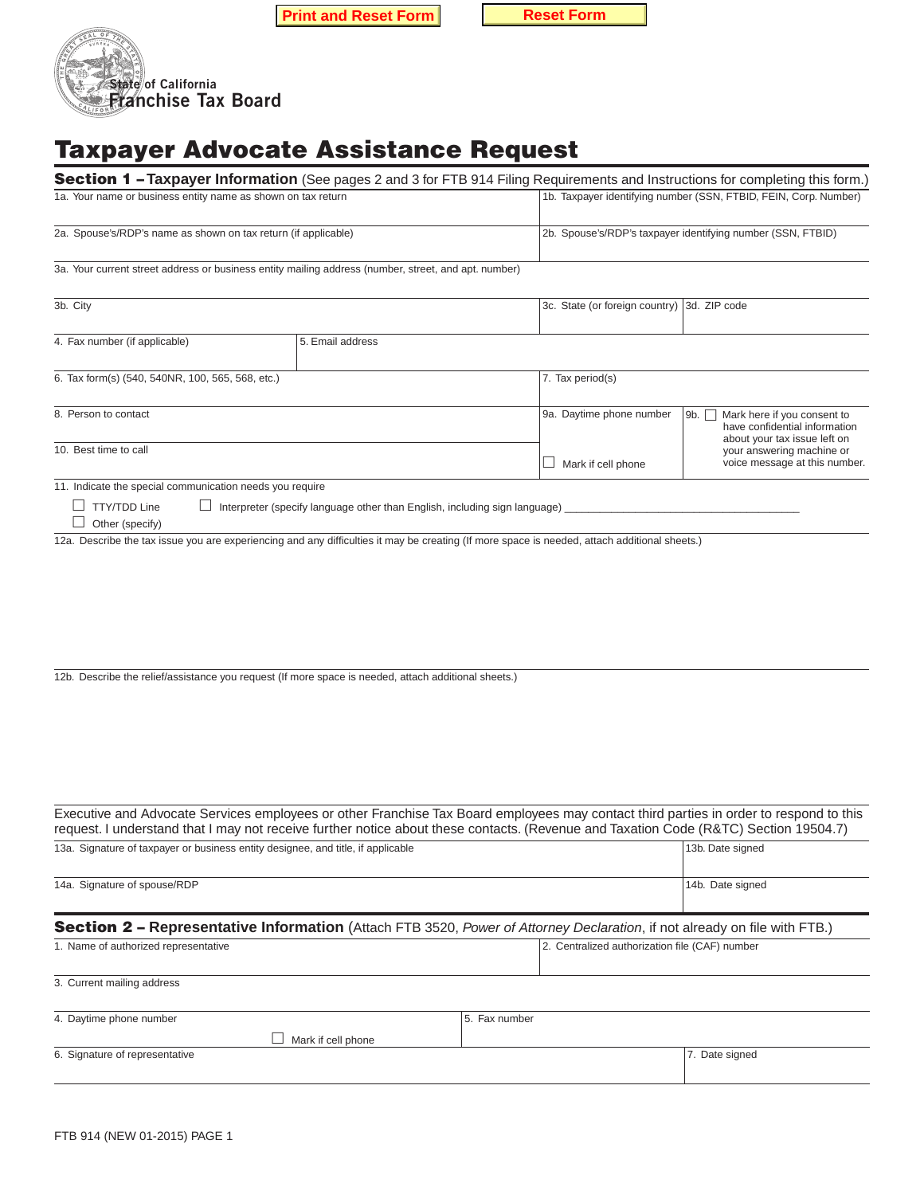Print and Reset Form | Reset Form

State of California
Franchise Tax Board

# Taxpayer Advocate Assistance Request

## Section 1 – Taxpayer Information (See pages 2 and 3 for FTB 914 Filing Requirements and Instructions for completing this form.)

| | |
|---|---|
| 1a. Your name or business entity name as shown on tax return | 1b. Taxpayer identifying number (SSN, FTBID, FEIN, Corp. Number) |
| 2a. Spouse's/RDP's name as shown on tax return (if applicable) | 2b. Spouse's/RDP's taxpayer identifying number (SSN, FTBID) |

3a. Your current street address or business entity mailing address (number, street, and apt. number)

| | | |
|---|---|---|
| 3b. City | 3c. State (or foreign country) | 3d. ZIP code |

| | |
|---|---|
| 4. Fax number (if applicable) | 5. Email address |

| | |
|---|---|
| 6. Tax form(s) (540, 540NR, 100, 565, 568, etc.) | 7. Tax period(s) |

| | | |
|---|---|---|
| 8. Person to contact | 9a. Daytime phone number ☐ Mark if cell phone | 9b. ☐ Mark here if you consent to have confidential information about your tax issue left on your answering machine or voice message at this number. |
| 10. Best time to call | | |

11. Indicate the special communication needs you require

☐ TTY/TDD Line ☐ Interpreter (specify language other than English, including sign language) ____________________

☐ Other (specify)

12a. Describe the tax issue you are experiencing and any difficulties it may be creating (If more space is needed, attach additional sheets.)

12b. Describe the relief/assistance you request (If more space is needed, attach additional sheets.)

Executive and Advocate Services employees or other Franchise Tax Board employees may contact third parties in order to respond to this request. I understand that I may not receive further notice about these contacts. (Revenue and Taxation Code (R&TC) Section 19504.7)

| | |
|---|---|
| 13a. Signature of taxpayer or business entity designee, and title, if applicable | 13b. Date signed |
| 14a. Signature of spouse/RDP | 14b. Date signed |

## Section 2 – Representative Information (Attach FTB 3520, *Power of Attorney Declaration*, if not already on file with FTB.)

| | |
|---|---|
| 1. Name of authorized representative | 2. Centralized authorization file (CAF) number |

3. Current mailing address

| | |
|---|---|
| 4. Daytime phone number ☐ Mark if cell phone | 5. Fax number |
| 6. Signature of representative | 7. Date signed |

FTB 914 (NEW 01-2015) PAGE 1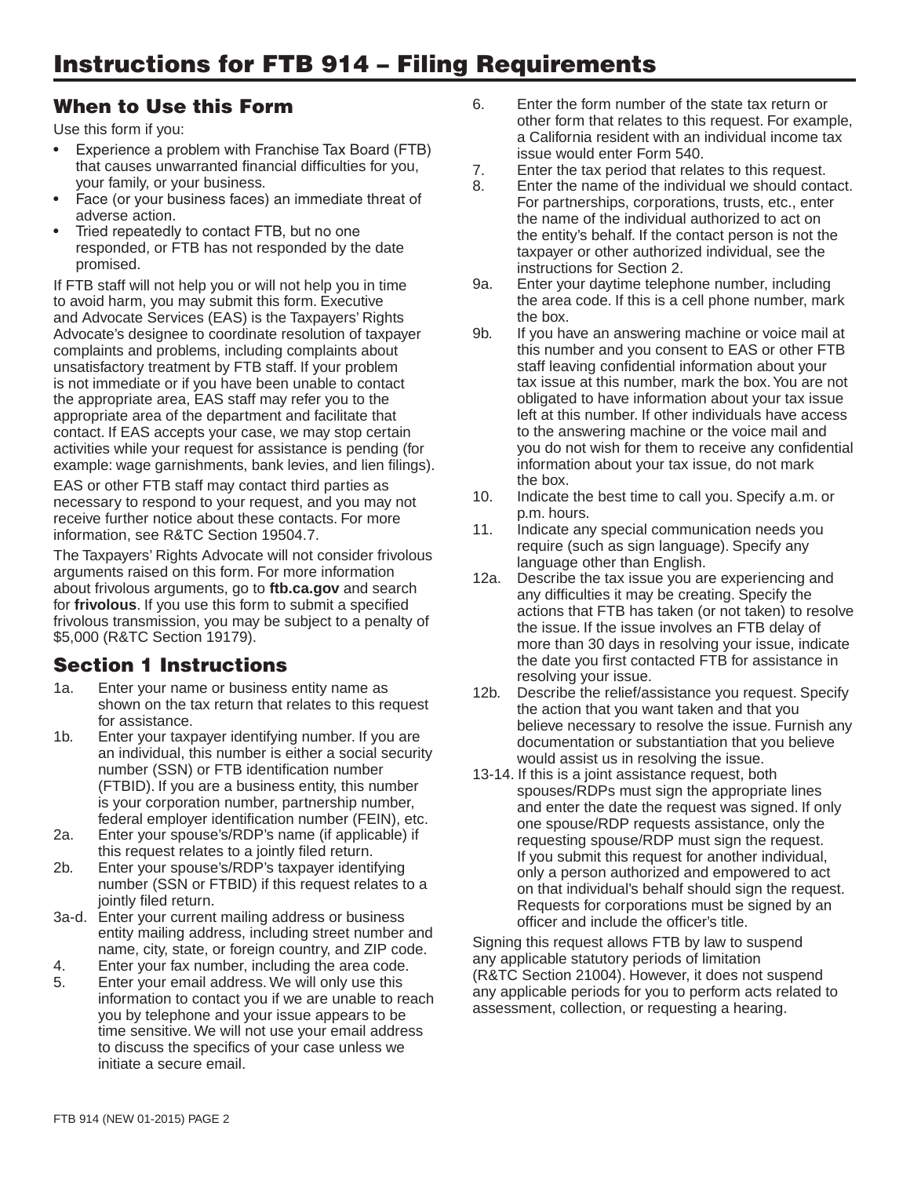# Instructions for FTB 914 – Filing Requirements

## When to Use this Form

Use this form if you:

- Experience a problem with Franchise Tax Board (FTB) that causes unwarranted financial difficulties for you, your family, or your business.
- Face (or your business faces) an immediate threat of adverse action.
- Tried repeatedly to contact FTB, but no one responded, or FTB has not responded by the date promised.

If FTB staff will not help you or will not help you in time to avoid harm, you may submit this form. Executive and Advocate Services (EAS) is the Taxpayers' Rights Advocate's designee to coordinate resolution of taxpayer complaints and problems, including complaints about unsatisfactory treatment by FTB staff. If your problem is not immediate or if you have been unable to contact the appropriate area, EAS staff may refer you to the appropriate area of the department and facilitate that contact. If EAS accepts your case, we may stop certain activities while your request for assistance is pending (for example: wage garnishments, bank levies, and lien filings).

EAS or other FTB staff may contact third parties as necessary to respond to your request, and you may not receive further notice about these contacts. For more information, see R&TC Section 19504.7.

The Taxpayers' Rights Advocate will not consider frivolous arguments raised on this form. For more information about frivolous arguments, go to **ftb.ca.gov** and search for **frivolous**. If you use this form to submit a specified frivolous transmission, you may be subject to a penalty of $5,000 (R&TC Section 19179).

## Section 1 Instructions

1a. Enter your name or business entity name as shown on the tax return that relates to this request for assistance.

1b. Enter your taxpayer identifying number. If you are an individual, this number is either a social security number (SSN) or FTB identification number (FTBID). If you are a business entity, this number is your corporation number, partnership number, federal employer identification number (FEIN), etc.

2a. Enter your spouse's/RDP's name (if applicable) if this request relates to a jointly filed return.

2b. Enter your spouse's/RDP's taxpayer identifying number (SSN or FTBID) if this request relates to a jointly filed return.

3a-d. Enter your current mailing address or business entity mailing address, including street number and name, city, state, or foreign country, and ZIP code.

4. Enter your fax number, including the area code.

5. Enter your email address. We will only use this information to contact you if we are unable to reach you by telephone and your issue appears to be time sensitive. We will not use your email address to discuss the specifics of your case unless we initiate a secure email.

6. Enter the form number of the state tax return or other form that relates to this request. For example, a California resident with an individual income tax issue would enter Form 540.

7. Enter the tax period that relates to this request.

8. Enter the name of the individual we should contact. For partnerships, corporations, trusts, etc., enter the name of the individual authorized to act on the entity's behalf. If the contact person is not the taxpayer or other authorized individual, see the instructions for Section 2.

9a. Enter your daytime telephone number, including the area code. If this is a cell phone number, mark the box.

9b. If you have an answering machine or voice mail at this number and you consent to EAS or other FTB staff leaving confidential information about your tax issue at this number, mark the box. You are not obligated to have information about your tax issue left at this number. If other individuals have access to the answering machine or the voice mail and you do not wish for them to receive any confidential information about your tax issue, do not mark the box.

10. Indicate the best time to call you. Specify a.m. or p.m. hours.

11. Indicate any special communication needs you require (such as sign language). Specify any language other than English.

12a. Describe the tax issue you are experiencing and any difficulties it may be creating. Specify the actions that FTB has taken (or not taken) to resolve the issue. If the issue involves an FTB delay of more than 30 days in resolving your issue, indicate the date you first contacted FTB for assistance in resolving your issue.

12b. Describe the relief/assistance you request. Specify the action that you want taken and that you believe necessary to resolve the issue. Furnish any documentation or substantiation that you believe would assist us in resolving the issue.

13-14. If this is a joint assistance request, both spouses/RDPs must sign the appropriate lines and enter the date the request was signed. If only one spouse/RDP requests assistance, only the requesting spouse/RDP must sign the request. If you submit this request for another individual, only a person authorized and empowered to act on that individual's behalf should sign the request. Requests for corporations must be signed by an officer and include the officer's title.

Signing this request allows FTB by law to suspend any applicable statutory periods of limitation (R&TC Section 21004). However, it does not suspend any applicable periods for you to perform acts related to assessment, collection, or requesting a hearing.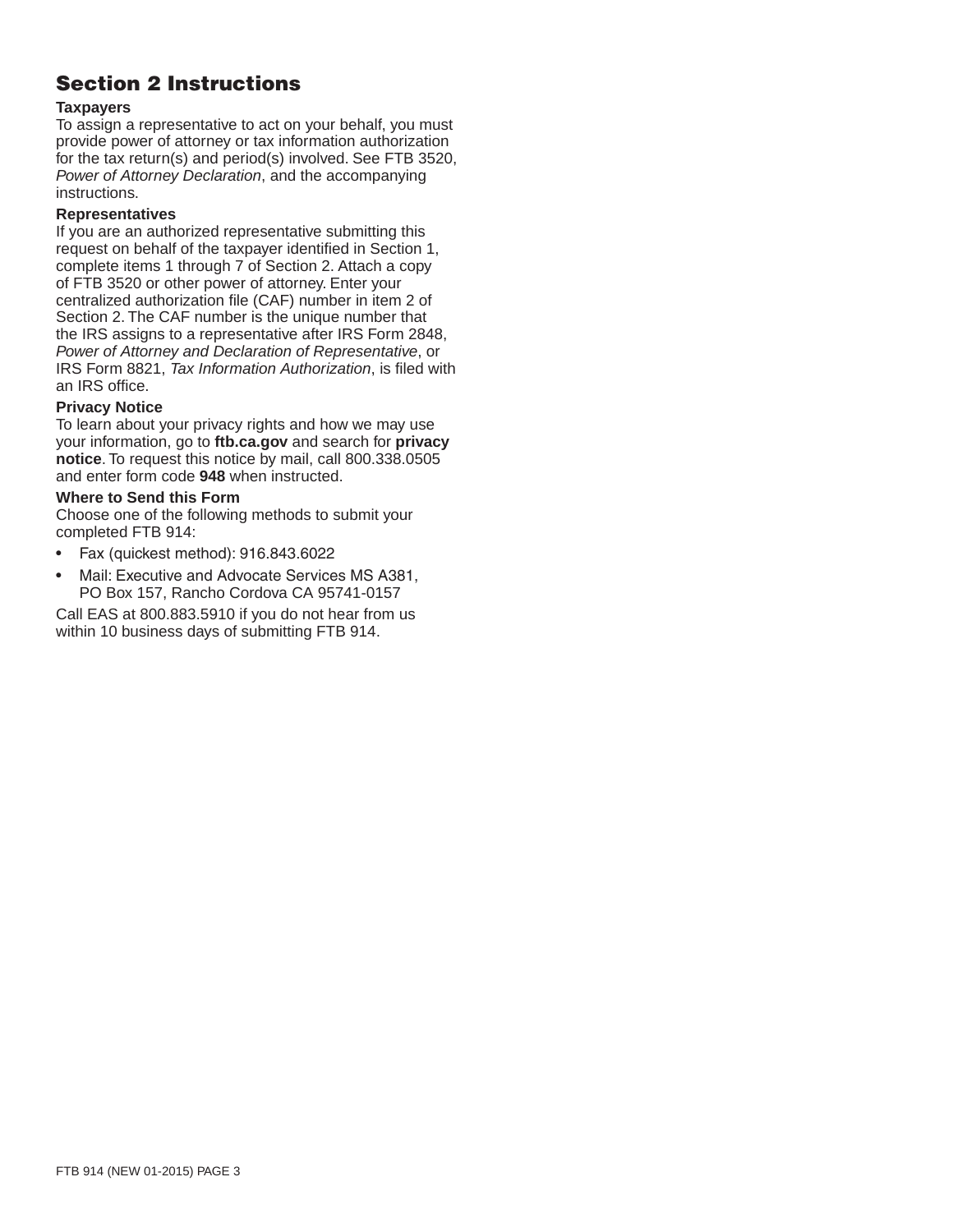## Section 2 Instructions

**Taxpayers**

To assign a representative to act on your behalf, you must provide power of attorney or tax information authorization for the tax return(s) and period(s) involved. See FTB 3520, *Power of Attorney Declaration*, and the accompanying instructions.

**Representatives**

If you are an authorized representative submitting this request on behalf of the taxpayer identified in Section 1, complete items 1 through 7 of Section 2. Attach a copy of FTB 3520 or other power of attorney. Enter your centralized authorization file (CAF) number in item 2 of Section 2. The CAF number is the unique number that the IRS assigns to a representative after IRS Form 2848, *Power of Attorney and Declaration of Representative*, or IRS Form 8821, *Tax Information Authorization*, is filed with an IRS office.

**Privacy Notice**

To learn about your privacy rights and how we may use your information, go to **ftb.ca.gov** and search for **privacy notice**. To request this notice by mail, call 800.338.0505 and enter form code **948** when instructed.

**Where to Send this Form**

Choose one of the following methods to submit your completed FTB 914:

- Fax (quickest method): 916.843.6022
- Mail: Executive and Advocate Services MS A381, PO Box 157, Rancho Cordova CA 95741-0157

Call EAS at 800.883.5910 if you do not hear from us within 10 business days of submitting FTB 914.